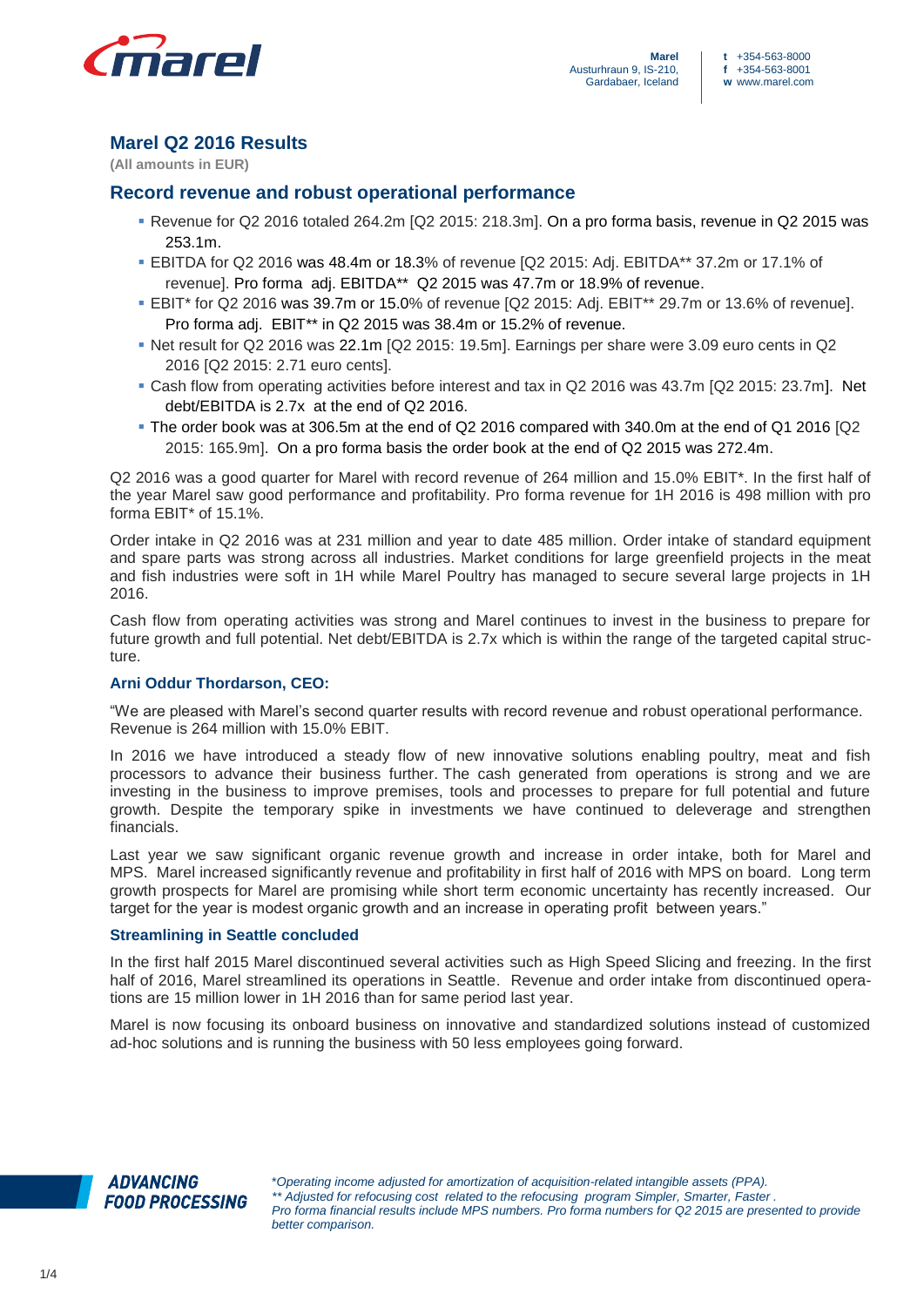# Marel Q2 2016 Results

**(All amounts in EUR)**

## Record revenue and robust operational performance

- Revenue for Q2 2016 totaled 264.2m [Q2 2015: 218.3m]. On a pro forma basis, revenue in Q2 2015 was 253.1m.
- EBITDA for Q2 2016 was 48.4m or 18.3% of revenue [Q2 2015: Adj. EBITDA** 37.2m or 17.1% of revenue]. Pro forma adj. EBITDA** Q2 2015 was 47.7m or 18.9% of revenue.
- EBIT* for Q2 2016 was 39.7m or 15.0% of revenue [Q2 2015: Adj. EBIT** 29.7m or 13.6% of revenue]. Pro forma adj. EBIT** in Q2 2015 was 38.4m or 15.2% of revenue.
- Net result for Q2 2016 was 22.1m [Q2 2015: 19.5m]. Earnings per share were 3.09 euro cents in Q2 2016 [Q2 2015: 2.71 euro cents].
- Cash flow from operating activities before interest and tax in Q2 2016 was 43.7m [Q2 2015: 23.7m]. Net debt/EBITDA is 2.7x at the end of Q2 2016.
- The order book was at 306.5m at the end of Q2 2016 compared with 340.0m at the end of Q1 2016 [Q2 2015: 165.9m]. On a pro forma basis the order book at the end of Q2 2015 was 272.4m.

Q2 2016 was a good quarter for Marel with record revenue of 264 million and 15.0% EBIT*. In the first half of the year Marel saw good performance and profitability. Pro forma revenue for 1H 2016 is 498 million with pro forma EBIT* of 15.1%.

Order intake in Q2 2016 was at 231 million and year to date 485 million. Order intake of standard equipment and spare parts was strong across all industries. Market conditions for large greenfield projects in the meat and fish industries were soft in 1H while Marel Poultry has managed to secure several large projects in 1H 2016.

Cash flow from operating activities was strong and Marel continues to invest in the business to prepare for future growth and full potential. Net debt/EBITDA is 2.7x which is within the range of the targeted capital structure.

### Arni Oddur Thordarson, CEO:

"We are pleased with Marel's second quarter results with record revenue and robust operational performance. Revenue is 264 million with 15.0% EBIT.

In 2016 we have introduced a steady flow of new innovative solutions enabling poultry, meat and fish processors to advance their business further. The cash generated from operations is strong and we are investing in the business to improve premises, tools and processes to prepare for full potential and future growth. Despite the temporary spike in investments we have continued to deleverage and strengthen financials.

Last year we saw significant organic revenue growth and increase in order intake, both for Marel and MPS. Marel increased significantly revenue and profitability in first half of 2016 with MPS on board. Long term growth prospects for Marel are promising while short term economic uncertainty has recently increased. Our target for the year is modest organic growth and an increase in operating profit between years."

### Streamlining in Seattle concluded

In the first half 2015 Marel discontinued several activities such as High Speed Slicing and freezing. In the first half of 2016, Marel streamlined its operations in Seattle. Revenue and order intake from discontinued operations are 15 million lower in 1H 2016 than for same period last year.

Marel is now focusing its onboard business on innovative and standardized solutions instead of customized ad-hoc solutions and is running the business with 50 less employees going forward.

*\*Operating income adjusted for amortization of acquisition-related intangible assets (PPA).*
*\*\* Adjusted for refocusing cost related to the refocusing program Simpler, Smarter, Faster .*
*Pro forma financial results include MPS numbers. Pro forma numbers for Q2 2015 are presented to provide better comparison.*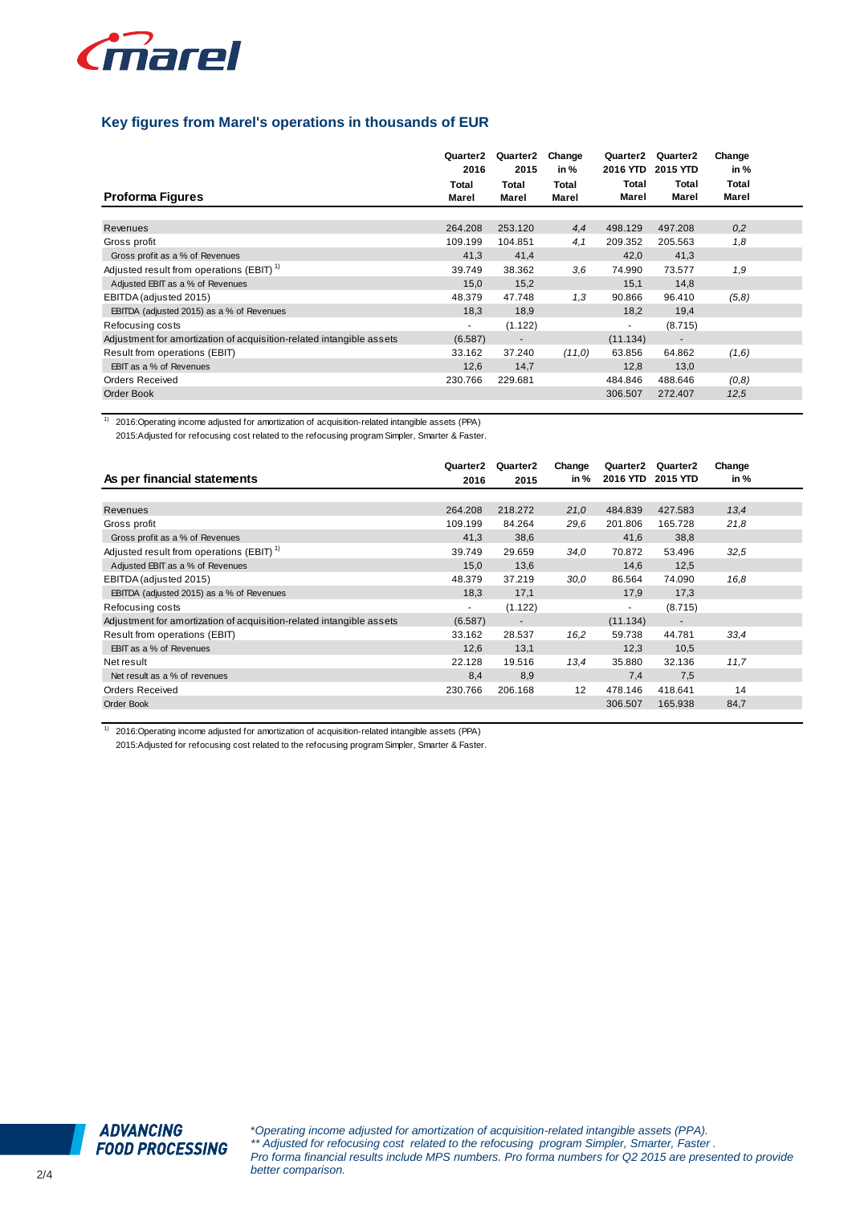## Key figures from Marel's operations in thousands of EUR

| Proforma Figures | Quarter2 2016 Total Marel | Quarter2 2015 Total Marel | Change in % Total Marel | Quarter2 2016 YTD Total Marel | Quarter2 2015 YTD Total Marel | Change in % Total Marel |
|---|---|---|---|---|---|---|
| Revenues | 264.208 | 253.120 | *4,4* | 498.129 | 497.208 | *0,2* |
| Gross profit | 109.199 | 104.851 | *4,1* | 209.352 | 205.563 | *1,8* |
| Gross profit as a % of Revenues | 41,3 | 41,4 | | 42,0 | 41,3 | |
| Adjusted result from operations (EBIT) [1] | 39.749 | 38.362 | *3,6* | 74.990 | 73.577 | *1,9* |
| Adjusted EBIT as a % of Revenues | 15,0 | 15,2 | | 15,1 | 14,8 | |
| EBITDA (adjusted 2015) | 48.379 | 47.748 | *1,3* | 90.866 | 96.410 | *(5,8)* |
| EBITDA (adjusted 2015) as a % of Revenues | 18,3 | 18,9 | | 18,2 | 19,4 | |
| Refocusing costs | - | (1.122) | | - | (8.715) | |
| Adjustment for amortization of acquisition-related intangible assets | (6.587) | - | | (11.134) | - | |
| Result from operations (EBIT) | 33.162 | 37.240 | *(11,0)* | 63.856 | 64.862 | *(1,6)* |
| EBIT as a % of Revenues | 12,6 | 14,7 | | 12,8 | 13,0 | |
| Orders Received | 230.766 | 229.681 | | 484.846 | 488.646 | *(0,8)* |
| Order Book | | | | 306.507 | 272.407 | *12,5* |

[1] 2016:Operating income adjusted for amortization of acquisition-related intangible assets (PPA)
2015:Adjusted for refocusing cost related to the refocusing program Simpler, Smarter & Faster.

| As per financial statements | Quarter2 2016 | Quarter2 2015 | Change in % | Quarter2 2016 YTD | Quarter2 2015 YTD | Change in % |
|---|---|---|---|---|---|---|
| Revenues | 264.208 | 218.272 | *21,0* | 484.839 | 427.583 | *13,4* |
| Gross profit | 109.199 | 84.264 | *29,6* | 201.806 | 165.728 | *21,8* |
| Gross profit as a % of Revenues | 41,3 | 38,6 | | 41,6 | 38,8 | |
| Adjusted result from operations (EBIT) [1] | 39.749 | 29.659 | *34,0* | 70.872 | 53.496 | *32,5* |
| Adjusted EBIT as a % of Revenues | 15,0 | 13,6 | | 14,6 | 12,5 | |
| EBITDA (adjusted 2015) | 48.379 | 37.219 | *30,0* | 86.564 | 74.090 | *16,8* |
| EBITDA (adjusted 2015) as a % of Revenues | 18,3 | 17,1 | | 17,9 | 17,3 | |
| Refocusing costs | - | (1.122) | | - | (8.715) | |
| Adjustment for amortization of acquisition-related intangible assets | (6.587) | - | | (11.134) | - | |
| Result from operations (EBIT) | 33.162 | 28.537 | *16,2* | 59.738 | 44.781 | *33,4* |
| EBIT as a % of Revenues | 12,6 | 13,1 | | 12,3 | 10,5 | |
| Net result | 22.128 | 19.516 | *13,4* | 35.880 | 32.136 | *11,7* |
| Net result as a % of revenues | 8,4 | 8,9 | | 7,4 | 7,5 | |
| Orders Received | 230.766 | 206.168 | 12 | 478.146 | 418.641 | 14 |
| Order Book | | | | 306.507 | 165.938 | 84,7 |

[1] 2016:Operating income adjusted for amortization of acquisition-related intangible assets (PPA)
2015:Adjusted for refocusing cost related to the refocusing program Simpler, Smarter & Faster.

**ADVANCING FOOD PROCESSING**

*\*Operating income adjusted for amortization of acquisition-related intangible assets (PPA).*
*\*\* Adjusted for refocusing cost related to the refocusing program Simpler, Smarter, Faster .*
*Pro forma financial results include MPS numbers. Pro forma numbers for Q2 2015 are presented to provide better comparison.*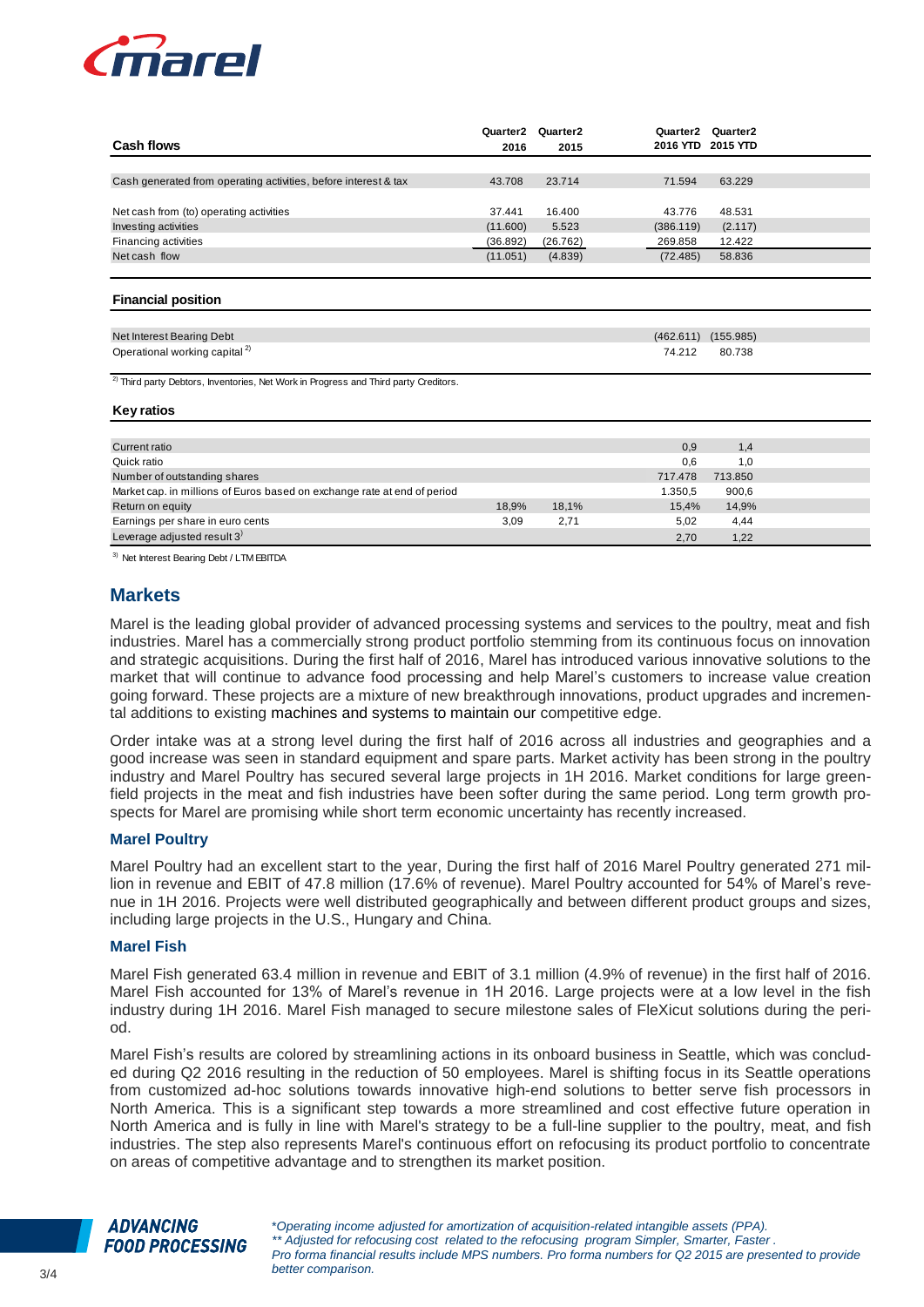| Cash flows | Quarter2 2016 | Quarter2 2015 | Quarter2 2016 YTD | Quarter2 2015 YTD |
|---|---|---|---|---|
| Cash generated from operating activities, before interest & tax | 43.708 | 23.714 | 71.594 | 63.229 |
| Net cash from (to) operating activities | 37.441 | 16.400 | 43.776 | 48.531 |
| Investing activities | (11.600) | 5.523 | (386.119) | (2.117) |
| Financing activities | (36.892) | (26.762) | 269.858 | 12.422 |
| Net cash flow | (11.051) | (4.839) | (72.485) | 58.836 |

**Financial position**

| | | | | |
|---|---|---|---|---|
| Net Interest Bearing Debt | | | (462.611) | (155.985) |
| Operational working capital [2] | | | 74.212 | 80.738 |

[2] Third party Debtors, Inventories, Net Work in Progress and Third party Creditors.

**Key ratios**

| | | | | |
|---|---|---|---|---|
| Current ratio | | | 0,9 | 1,4 |
| Quick ratio | | | 0,6 | 1,0 |
| Number of outstanding shares | | | 717.478 | 713.850 |
| Market cap. in millions of Euros based on exchange rate at end of period | | | 1.350,5 | 900,6 |
| Return on equity | 18,9% | 18,1% | 15,4% | 14,9% |
| Earnings per share in euro cents | 3,09 | 2,71 | 5,02 | 4,44 |
| Leverage adjusted result [3] | | | 2,70 | 1,22 |

[3] Net Interest Bearing Debt / LTM EBITDA

## Markets

Marel is the leading global provider of advanced processing systems and services to the poultry, meat and fish industries. Marel has a commercially strong product portfolio stemming from its continuous focus on innovation and strategic acquisitions. During the first half of 2016, Marel has introduced various innovative solutions to the market that will continue to advance food processing and help Marel's customers to increase value creation going forward. These projects are a mixture of new breakthrough innovations, product upgrades and incremental additions to existing machines and systems to maintain our competitive edge.

Order intake was at a strong level during the first half of 2016 across all industries and geographies and a good increase was seen in standard equipment and spare parts. Market activity has been strong in the poultry industry and Marel Poultry has secured several large projects in 1H 2016. Market conditions for large greenfield projects in the meat and fish industries have been softer during the same period. Long term growth prospects for Marel are promising while short term economic uncertainty has recently increased.

### Marel Poultry

Marel Poultry had an excellent start to the year, During the first half of 2016 Marel Poultry generated 271 million in revenue and EBIT of 47.8 million (17.6% of revenue). Marel Poultry accounted for 54% of Marel's revenue in 1H 2016. Projects were well distributed geographically and between different product groups and sizes, including large projects in the U.S., Hungary and China.

### Marel Fish

Marel Fish generated 63.4 million in revenue and EBIT of 3.1 million (4.9% of revenue) in the first half of 2016. Marel Fish accounted for 13% of Marel's revenue in 1H 2016. Large projects were at a low level in the fish industry during 1H 2016. Marel Fish managed to secure milestone sales of FleXicut solutions during the period.

Marel Fish's results are colored by streamlining actions in its onboard business in Seattle, which was concluded during Q2 2016 resulting in the reduction of 50 employees. Marel is shifting focus in its Seattle operations from customized ad-hoc solutions towards innovative high-end solutions to better serve fish processors in North America. This is a significant step towards a more streamlined and cost effective future operation in North America and is fully in line with Marel's strategy to be a full-line supplier to the poultry, meat, and fish industries. The step also represents Marel's continuous effort on refocusing its product portfolio to concentrate on areas of competitive advantage and to strengthen its market position.

*\*Operating income adjusted for amortization of acquisition-related intangible assets (PPA).*
*\*\* Adjusted for refocusing cost related to the refocusing program Simpler, Smarter, Faster .*
*Pro forma financial results include MPS numbers. Pro forma numbers for Q2 2015 are presented to provide better comparison.*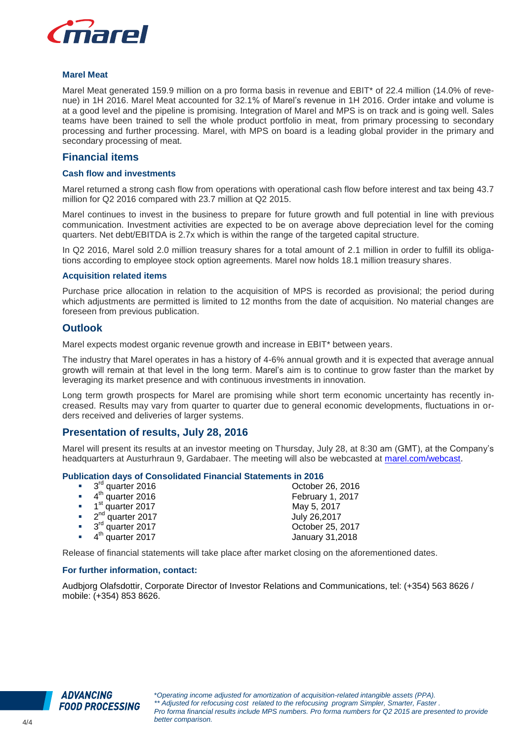### Marel Meat

Marel Meat generated 159.9 million on a pro forma basis in revenue and EBIT* of 22.4 million (14.0% of revenue) in 1H 2016. Marel Meat accounted for 32.1% of Marel's revenue in 1H 2016. Order intake and volume is at a good level and the pipeline is promising. Integration of Marel and MPS is on track and is going well. Sales teams have been trained to sell the whole product portfolio in meat, from primary processing to secondary processing and further processing. Marel, with MPS on board is a leading global provider in the primary and secondary processing of meat.

## Financial items

### Cash flow and investments

Marel returned a strong cash flow from operations with operational cash flow before interest and tax being 43.7 million for Q2 2016 compared with 23.7 million at Q2 2015.

Marel continues to invest in the business to prepare for future growth and full potential in line with previous communication. Investment activities are expected to be on average above depreciation level for the coming quarters. Net debt/EBITDA is 2.7x which is within the range of the targeted capital structure.

In Q2 2016, Marel sold 2.0 million treasury shares for a total amount of 2.1 million in order to fulfill its obligations according to employee stock option agreements. Marel now holds 18.1 million treasury shares.

### Acquisition related items

Purchase price allocation in relation to the acquisition of MPS is recorded as provisional; the period during which adjustments are permitted is limited to 12 months from the date of acquisition. No material changes are foreseen from previous publication.

## Outlook

Marel expects modest organic revenue growth and increase in EBIT* between years.

The industry that Marel operates in has a history of 4-6% annual growth and it is expected that average annual growth will remain at that level in the long term. Marel's aim is to continue to grow faster than the market by leveraging its market presence and with continuous investments in innovation.

Long term growth prospects for Marel are promising while short term economic uncertainty has recently increased. Results may vary from quarter to quarter due to general economic developments, fluctuations in orders received and deliveries of larger systems.

## Presentation of results, July 28, 2016

Marel will present its results at an investor meeting on Thursday, July 28, at 8:30 am (GMT), at the Company's headquarters at Austurhraun 9, Gardabaer. The meeting will also be webcasted at [marel.com/webcast](marel.com/webcast).

### Publication days of Consolidated Financial Statements in 2016

| | |
|---|---|
| 3rd quarter 2016 | October 26, 2016 |
| 4th quarter 2016 | February 1, 2017 |
| 1st quarter 2017 | May 5, 2017 |
| 2nd quarter 2017 | July 26,2017 |
| 3rd quarter 2017 | October 25, 2017 |
| 4th quarter 2017 | January 31,2018 |

Release of financial statements will take place after market closing on the aforementioned dates.

### For further information, contact:

Audbjorg Olafsdottir, Corporate Director of Investor Relations and Communications, tel: (+354) 563 8626 / mobile: (+354) 853 8626.

*\*Operating income adjusted for amortization of acquisition-related intangible assets (PPA).*
*\*\* Adjusted for refocusing cost related to the refocusing program Simpler, Smarter, Faster .*
*Pro forma financial results include MPS numbers. Pro forma numbers for Q2 2015 are presented to provide better comparison.*